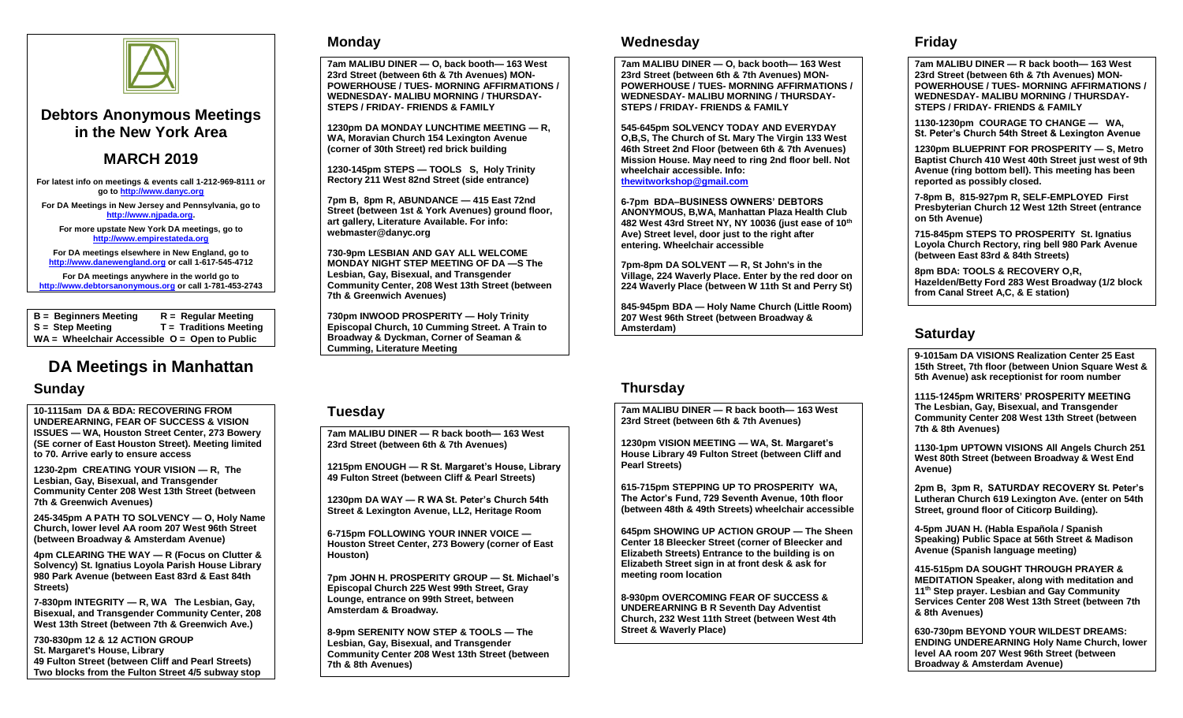# Debtors Anonymous Meetings in the New York Area

## MARCH 2019

**For latest info on meetings & events call 1-212-969-8111 or go to http://www.danyc.org**

**For DA Meetings in New Jersey and Pennsylvania, go to http://www.njpada.org.**

**For more upstate New York DA meetings, go to http://www.empirestateda.org**

**For DA meetings elsewhere in New England, go to http://www.danewengland.org or call 1-617-545-4712**

**For DA meetings anywhere in the world go to http://www.debtorsanonymous.org or call 1-781-453-2743**

| | |
|---|---|
| **B = Beginners Meeting** | **R = Regular Meeting** |
| **S = Step Meeting** | **T = Traditions Meeting** |
| **WA = Wheelchair Accessible** | **O = Open to Public** |

# DA Meetings in Manhattan

## Sunday

**10-1115am DA & BDA: RECOVERING FROM UNDEREARNING, FEAR OF SUCCESS & VISION ISSUES — WA, Houston Street Center, 273 Bowery (SE corner of East Houston Street). Meeting limited to 70. Arrive early to ensure access**

**1230-2pm CREATING YOUR VISION — R, The Lesbian, Gay, Bisexual, and Transgender Community Center 208 West 13th Street (between 7th & Greenwich Avenues)**

**245-345pm A PATH TO SOLVENCY — O, Holy Name Church, lower level AA room 207 West 96th Street (between Broadway & Amsterdam Avenue)**

**4pm CLEARING THE WAY — R (Focus on Clutter & Solvency) St. Ignatius Loyola Parish House Library 980 Park Avenue (between East 83rd & East 84th Streets)**

**7-830pm INTEGRITY — R, WA The Lesbian, Gay, Bisexual, and Transgender Community Center, 208 West 13th Street (between 7th & Greenwich Ave.)**

**730-830pm 12 & 12 ACTION GROUP St. Margaret's House, Library 49 Fulton Street (between Cliff and Pearl Streets) Two blocks from the Fulton Street 4/5 subway stop**

## Monday

**7am MALIBU DINER — O, back booth— 163 West 23rd Street (between 6th & 7th Avenues) MON- POWERHOUSE / TUES- MORNING AFFIRMATIONS / WEDNESDAY- MALIBU MORNING / THURSDAY- STEPS / FRIDAY- FRIENDS & FAMILY**

**1230pm DA MONDAY LUNCHTIME MEETING — R, WA, Moravian Church 154 Lexington Avenue (corner of 30th Street) red brick building**

**1230-145pm STEPS — TOOLS S, Holy Trinity Rectory 211 West 82nd Street (side entrance)**

**7pm B, 8pm R, ABUNDANCE — 415 East 72nd Street (between 1st & York Avenues) ground floor, art gallery, Literature Available. For info: webmaster@danyc.org**

**730-9pm LESBIAN AND GAY ALL WELCOME MONDAY NIGHT STEP MEETING OF DA —S The Lesbian, Gay, Bisexual, and Transgender Community Center, 208 West 13th Street (between 7th & Greenwich Avenues)**

**730pm INWOOD PROSPERITY — Holy Trinity Episcopal Church, 10 Cumming Street. A Train to Broadway & Dyckman, Corner of Seaman & Cumming, Literature Meeting**

## Tuesday

**7am MALIBU DINER — R back booth— 163 West 23rd Street (between 6th & 7th Avenues)**

**1215pm ENOUGH — R St. Margaret's House, Library 49 Fulton Street (between Cliff & Pearl Streets)**

**1230pm DA WAY — R WA St. Peter's Church 54th Street & Lexington Avenue, LL2, Heritage Room**

**6-715pm FOLLOWING YOUR INNER VOICE — Houston Street Center, 273 Bowery (corner of East Houston)**

**7pm JOHN H. PROSPERITY GROUP — St. Michael's Episcopal Church 225 West 99th Street, Gray Lounge, entrance on 99th Street, between Amsterdam & Broadway.**

**8-9pm SERENITY NOW STEP & TOOLS — The Lesbian, Gay, Bisexual, and Transgender Community Center 208 West 13th Street (between 7th & 8th Avenues)**

## Wednesday

**7am MALIBU DINER — O, back booth— 163 West 23rd Street (between 6th & 7th Avenues) MON- POWERHOUSE / TUES- MORNING AFFIRMATIONS / WEDNESDAY- MALIBU MORNING / THURSDAY- STEPS / FRIDAY- FRIENDS & FAMILY**

**545-645pm SOLVENCY TODAY AND EVERYDAY O,B,S, The Church of St. Mary The Virgin 133 West 46th Street 2nd Floor (between 6th & 7th Avenues) Mission House. May need to ring 2nd floor bell. Not wheelchair accessible. Info: thewitworkshop@gmail.com**

**6-7pm BDA–BUSINESS OWNERS' DEBTORS ANONYMOUS, B,WA, Manhattan Plaza Health Club 482 West 43rd Street NY, NY 10036 (just ease of 10th Ave) Street level, door just to the right after entering. Wheelchair accessible**

**7pm-8pm DA SOLVENT — R, St John's in the Village, 224 Waverly Place. Enter by the red door on 224 Waverly Place (between W 11th St and Perry St)**

**845-945pm BDA — Holy Name Church (Little Room) 207 West 96th Street (between Broadway & Amsterdam)**

## Thursday

**7am MALIBU DINER — R back booth— 163 West 23rd Street (between 6th & 7th Avenues)**

**1230pm VISION MEETING — WA, St. Margaret's House Library 49 Fulton Street (between Cliff and Pearl Streets)**

**615-715pm STEPPING UP TO PROSPERITY WA, The Actor's Fund, 729 Seventh Avenue, 10th floor (between 48th & 49th Streets) wheelchair accessible**

**645pm SHOWING UP ACTION GROUP — The Sheen Center 18 Bleecker Street (corner of Bleecker and Elizabeth Streets) Entrance to the building is on Elizabeth Street sign in at front desk & ask for meeting room location**

**8-930pm OVERCOMING FEAR OF SUCCESS & UNDEREARNING B R Seventh Day Adventist Church, 232 West 11th Street (between West 4th Street & Waverly Place)**

## Friday

**7am MALIBU DINER — R back booth— 163 West 23rd Street (between 6th & 7th Avenues) MON- POWERHOUSE / TUES- MORNING AFFIRMATIONS / WEDNESDAY- MALIBU MORNING / THURSDAY- STEPS / FRIDAY- FRIENDS & FAMILY**

**1130-1230pm COURAGE TO CHANGE — WA, St. Peter's Church 54th Street & Lexington Avenue**

**1230pm BLUEPRINT FOR PROSPERITY — S, Metro Baptist Church 410 West 40th Street just west of 9th Avenue (ring bottom bell). This meeting has been reported as possibly closed.**

**7-8pm B, 815-927pm R, SELF-EMPLOYED First Presbyterian Church 12 West 12th Street (entrance on 5th Avenue)**

**715-845pm STEPS TO PROSPERITY St. Ignatius Loyola Church Rectory, ring bell 980 Park Avenue (between East 83rd & 84th Streets)**

**8pm BDA: TOOLS & RECOVERY O,R, Hazelden/Betty Ford 283 West Broadway (1/2 block from Canal Street A,C, & E station)**

## Saturday

**9-1015am DA VISIONS Realization Center 25 East 15th Street, 7th floor (between Union Square West & 5th Avenue) ask receptionist for room number**

**1115-1245pm WRITERS' PROSPERITY MEETING The Lesbian, Gay, Bisexual, and Transgender Community Center 208 West 13th Street (between 7th & 8th Avenues)**

**1130-1pm UPTOWN VISIONS All Angels Church 251 West 80th Street (between Broadway & West End Avenue)**

**2pm B, 3pm R, SATURDAY RECOVERY St. Peter's Lutheran Church 619 Lexington Ave. (enter on 54th Street, ground floor of Citicorp Building).**

**4-5pm JUAN H. (Habla Española / Spanish Speaking) Public Space at 56th Street & Madison Avenue (Spanish language meeting)**

**415-515pm DA SOUGHT THROUGH PRAYER & MEDITATION Speaker, along with meditation and 11th Step prayer. Lesbian and Gay Community Services Center 208 West 13th Street (between 7th & 8th Avenues)**

**630-730pm BEYOND YOUR WILDEST DREAMS: ENDING UNDEREARNING Holy Name Church, lower level AA room 207 West 96th Street (between Broadway & Amsterdam Avenue)**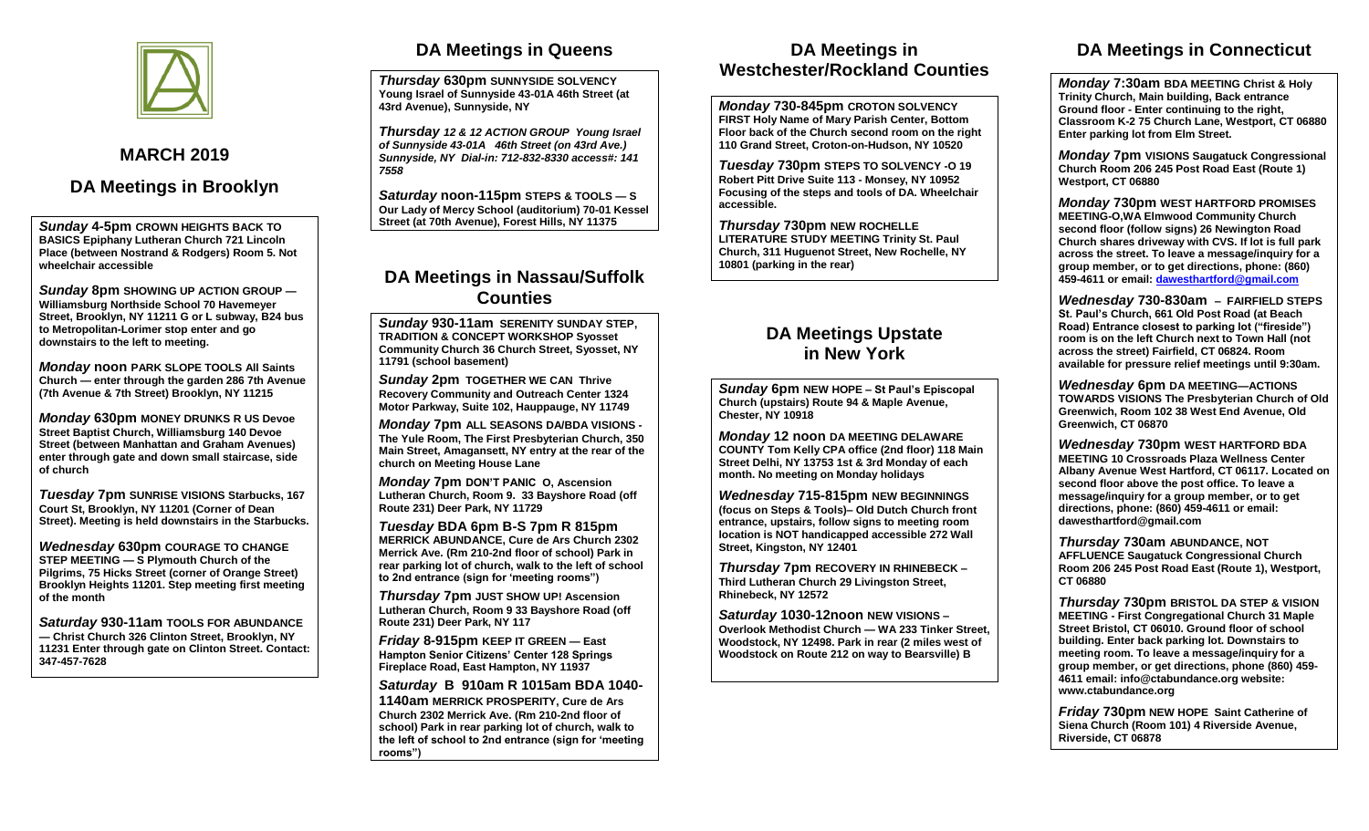# MARCH 2019

## DA Meetings in Brooklyn

***Sunday*** **4-5pm CROWN HEIGHTS BACK TO BASICS Epiphany Lutheran Church 721 Lincoln Place (between Nostrand & Rodgers) Room 5. Not wheelchair accessible**

***Sunday*** **8pm SHOWING UP ACTION GROUP — Williamsburg Northside School 70 Havemeyer Street, Brooklyn, NY 11211 G or L subway, B24 bus to Metropolitan-Lorimer stop enter and go downstairs to the left to meeting.**

***Monday*** **noon PARK SLOPE TOOLS All Saints Church — enter through the garden 286 7th Avenue (7th Avenue & 7th Street) Brooklyn, NY 11215**

***Monday*** **630pm MONEY DRUNKS R US Devoe Street Baptist Church, Williamsburg 140 Devoe Street (between Manhattan and Graham Avenues) enter through gate and down small staircase, side of church**

***Tuesday*** **7pm SUNRISE VISIONS Starbucks, 167 Court St, Brooklyn, NY 11201 (Corner of Dean Street). Meeting is held downstairs in the Starbucks.**

***Wednesday*** **630pm COURAGE TO CHANGE STEP MEETING — S Plymouth Church of the Pilgrims, 75 Hicks Street (corner of Orange Street) Brooklyn Heights 11201. Step meeting first meeting of the month**

***Saturday*** **930-11am TOOLS FOR ABUNDANCE — Christ Church 326 Clinton Street, Brooklyn, NY 11231 Enter through gate on Clinton Street. Contact: 347-457-7628**

## DA Meetings in Queens

***Thursday*** **630pm SUNNYSIDE SOLVENCY Young Israel of Sunnyside 43-01A 46th Street (at 43rd Avenue), Sunnyside, NY**

***Thursday 12 & 12 ACTION GROUP Young Israel of Sunnyside 43-01A 46th Street (on 43rd Ave.) Sunnyside, NY Dial-in: 712-832-8330 access#: 141 7558***

***Saturday*** **noon-115pm STEPS & TOOLS — S Our Lady of Mercy School (auditorium) 70-01 Kessel Street (at 70th Avenue), Forest Hills, NY 11375**

## DA Meetings in Nassau/Suffolk Counties

***Sunday*** **930-11am SERENITY SUNDAY STEP, TRADITION & CONCEPT WORKSHOP Syosset Community Church 36 Church Street, Syosset, NY 11791 (school basement)**

***Sunday*** **2pm TOGETHER WE CAN Thrive Recovery Community and Outreach Center 1324 Motor Parkway, Suite 102, Hauppauge, NY 11749**

***Monday*** **7pm ALL SEASONS DA/BDA VISIONS - The Yule Room, The First Presbyterian Church, 350 Main Street, Amagansett, NY entry at the rear of the church on Meeting House Lane**

***Monday*** **7pm DON'T PANIC O, Ascension Lutheran Church, Room 9. 33 Bayshore Road (off Route 231) Deer Park, NY 11729**

***Tuesday*** **BDA 6pm B-S 7pm R 815pm MERRICK ABUNDANCE, Cure de Ars Church 2302 Merrick Ave. (Rm 210-2nd floor of school) Park in rear parking lot of church, walk to the left of school to 2nd entrance (sign for 'meeting rooms")**

***Thursday*** **7pm JUST SHOW UP! Ascension Lutheran Church, Room 9 33 Bayshore Road (off Route 231) Deer Park, NY 117**

***Friday*** **8-915pm KEEP IT GREEN — East Hampton Senior Citizens' Center 128 Springs Fireplace Road, East Hampton, NY 11937**

***Saturday*** **B 910am R 1015am BDA 1040-1140am MERRICK PROSPERITY, Cure de Ars Church 2302 Merrick Ave. (Rm 210-2nd floor of school) Park in rear parking lot of church, walk to the left of school to 2nd entrance (sign for 'meeting rooms")**

## DA Meetings in Westchester/Rockland Counties

***Monday*** **730-845pm CROTON SOLVENCY FIRST Holy Name of Mary Parish Center, Bottom Floor back of the Church second room on the right 110 Grand Street, Croton-on-Hudson, NY 10520**

***Tuesday*** **730pm STEPS TO SOLVENCY -O 19 Robert Pitt Drive Suite 113 - Monsey, NY 10952 Focusing of the steps and tools of DA. Wheelchair accessible.**

***Thursday*** **730pm NEW ROCHELLE LITERATURE STUDY MEETING Trinity St. Paul Church, 311 Huguenot Street, New Rochelle, NY 10801 (parking in the rear)**

## DA Meetings Upstate in New York

***Sunday*** **6pm NEW HOPE – St Paul's Episcopal Church (upstairs) Route 94 & Maple Avenue, Chester, NY 10918**

***Monday*** **12 noon DA MEETING DELAWARE COUNTY Tom Kelly CPA office (2nd floor) 118 Main Street Delhi, NY 13753 1st & 3rd Monday of each month. No meeting on Monday holidays**

***Wednesday*** **715-815pm NEW BEGINNINGS (focus on Steps & Tools)– Old Dutch Church front entrance, upstairs, follow signs to meeting room location is NOT handicapped accessible 272 Wall Street, Kingston, NY 12401**

***Thursday*** **7pm RECOVERY IN RHINEBECK – Third Lutheran Church 29 Livingston Street, Rhinebeck, NY 12572**

***Saturday*** **1030-12noon NEW VISIONS – Overlook Methodist Church — WA 233 Tinker Street, Woodstock, NY 12498. Park in rear (2 miles west of Woodstock on Route 212 on way to Bearsville) B**

## DA Meetings in Connecticut

***Monday*** **7:30am BDA MEETING Christ & Holy Trinity Church, Main building, Back entrance Ground floor - Enter continuing to the right, Classroom K-2 75 Church Lane, Westport, CT 06880 Enter parking lot from Elm Street.**

***Monday*** **7pm VISIONS Saugatuck Congressional Church Room 206 245 Post Road East (Route 1) Westport, CT 06880**

***Monday*** **730pm WEST HARTFORD PROMISES MEETING-O,WA Elmwood Community Church second floor (follow signs) 26 Newington Road Church shares driveway with CVS. If lot is full park across the street. To leave a message/inquiry for a group member, or to get directions, phone: (860) 459-4611 or email: dawesthartford@gmail.com**

***Wednesday*** **730-830am – FAIRFIELD STEPS St. Paul's Church, 661 Old Post Road (at Beach Road) Entrance closest to parking lot ("fireside") room is on the left Church next to Town Hall (not across the street) Fairfield, CT 06824. Room available for pressure relief meetings until 9:30am.**

***Wednesday*** **6pm DA MEETING—ACTIONS TOWARDS VISIONS The Presbyterian Church of Old Greenwich, Room 102 38 West End Avenue, Old Greenwich, CT 06870**

***Wednesday*** **730pm WEST HARTFORD BDA MEETING 10 Crossroads Plaza Wellness Center Albany Avenue West Hartford, CT 06117. Located on second floor above the post office. To leave a message/inquiry for a group member, or to get directions, phone: (860) 459-4611 or email: dawesthartford@gmail.com**

***Thursday*** **730am ABUNDANCE, NOT AFFLUENCE Saugatuck Congressional Church Room 206 245 Post Road East (Route 1), Westport, CT 06880**

***Thursday*** **730pm BRISTOL DA STEP & VISION MEETING - First Congregational Church 31 Maple Street Bristol, CT 06010. Ground floor of school building. Enter back parking lot. Downstairs to meeting room. To leave a message/inquiry for a group member, or get directions, phone (860) 459-4611 email: info@ctabundance.org website: www.ctabundance.org**

***Friday*** **730pm NEW HOPE Saint Catherine of Siena Church (Room 101) 4 Riverside Avenue, Riverside, CT 06878**